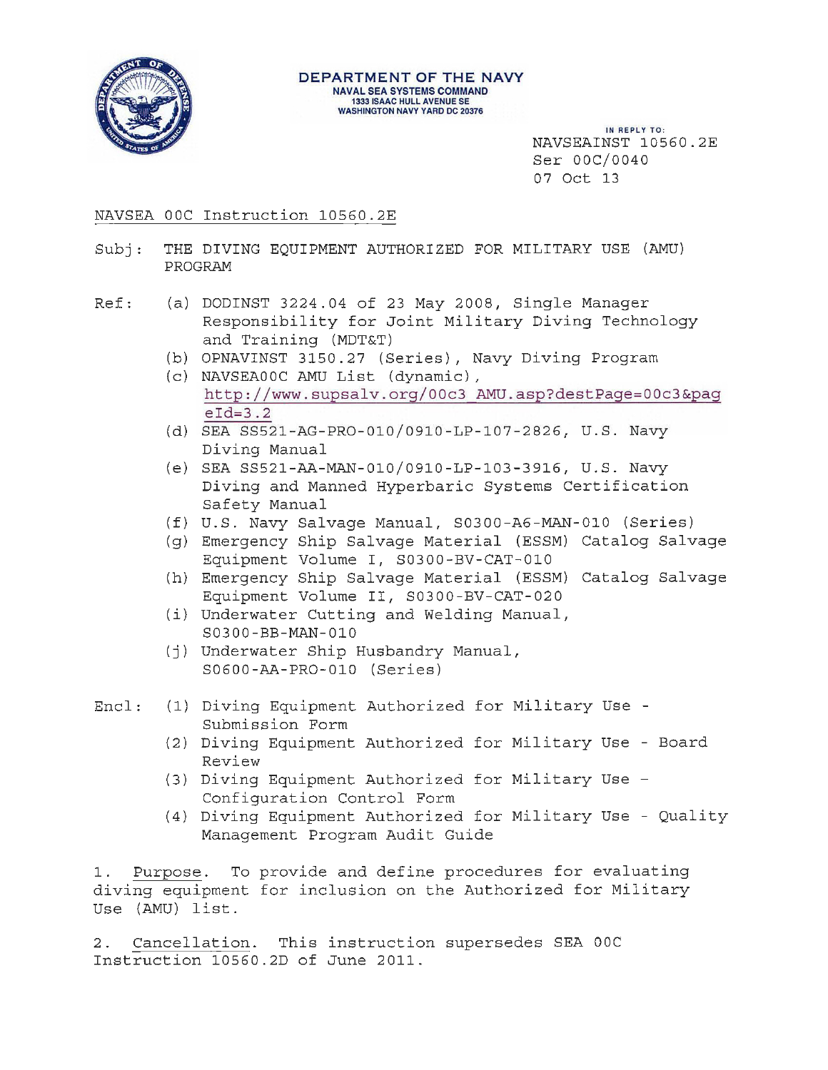DEPARTMENT OF THE NAVY
NAVAL SEA SYSTEMS COMMAND
1333 ISAAC HULL AVENUE SE
WASHINGTON NAVY YARD DC 20376

IN REPLY TO:
NAVSEAINST 10560.2E
Ser 00C/0040
07 Oct 13

NAVSEA 00C Instruction 10560.2E

Subj: THE DIVING EQUIPMENT AUTHORIZED FOR MILITARY USE (AMU) PROGRAM

Ref:
(a) DODINST 3224.04 of 23 May 2008, Single Manager Responsibility for Joint Military Diving Technology and Training (MDT&T)
(b) OPNAVINST 3150.27 (Series), Navy Diving Program
(c) NAVSEA00C AMU List (dynamic), http://www.supsalv.org/00c3_AMU.asp?destPage=00c3&pageId=3.2
(d) SEA SS521-AG-PRO-010/0910-LP-107-2826, U.S. Navy Diving Manual
(e) SEA SS521-AA-MAN-010/0910-LP-103-3916, U.S. Navy Diving and Manned Hyperbaric Systems Certification Safety Manual
(f) U.S. Navy Salvage Manual, S0300-A6-MAN-010 (Series)
(g) Emergency Ship Salvage Material (ESSM) Catalog Salvage Equipment Volume I, S0300-BV-CAT-010
(h) Emergency Ship Salvage Material (ESSM) Catalog Salvage Equipment Volume II, S0300-BV-CAT-020
(i) Underwater Cutting and Welding Manual, S0300-BB-MAN-010
(j) Underwater Ship Husbandry Manual, S0600-AA-PRO-010 (Series)

Encl:
(1) Diving Equipment Authorized for Military Use - Submission Form
(2) Diving Equipment Authorized for Military Use - Board Review
(3) Diving Equipment Authorized for Military Use – Configuration Control Form
(4) Diving Equipment Authorized for Military Use - Quality Management Program Audit Guide

1. Purpose. To provide and define procedures for evaluating diving equipment for inclusion on the Authorized for Military Use (AMU) list.

2. Cancellation. This instruction supersedes SEA 00C Instruction 10560.2D of June 2011.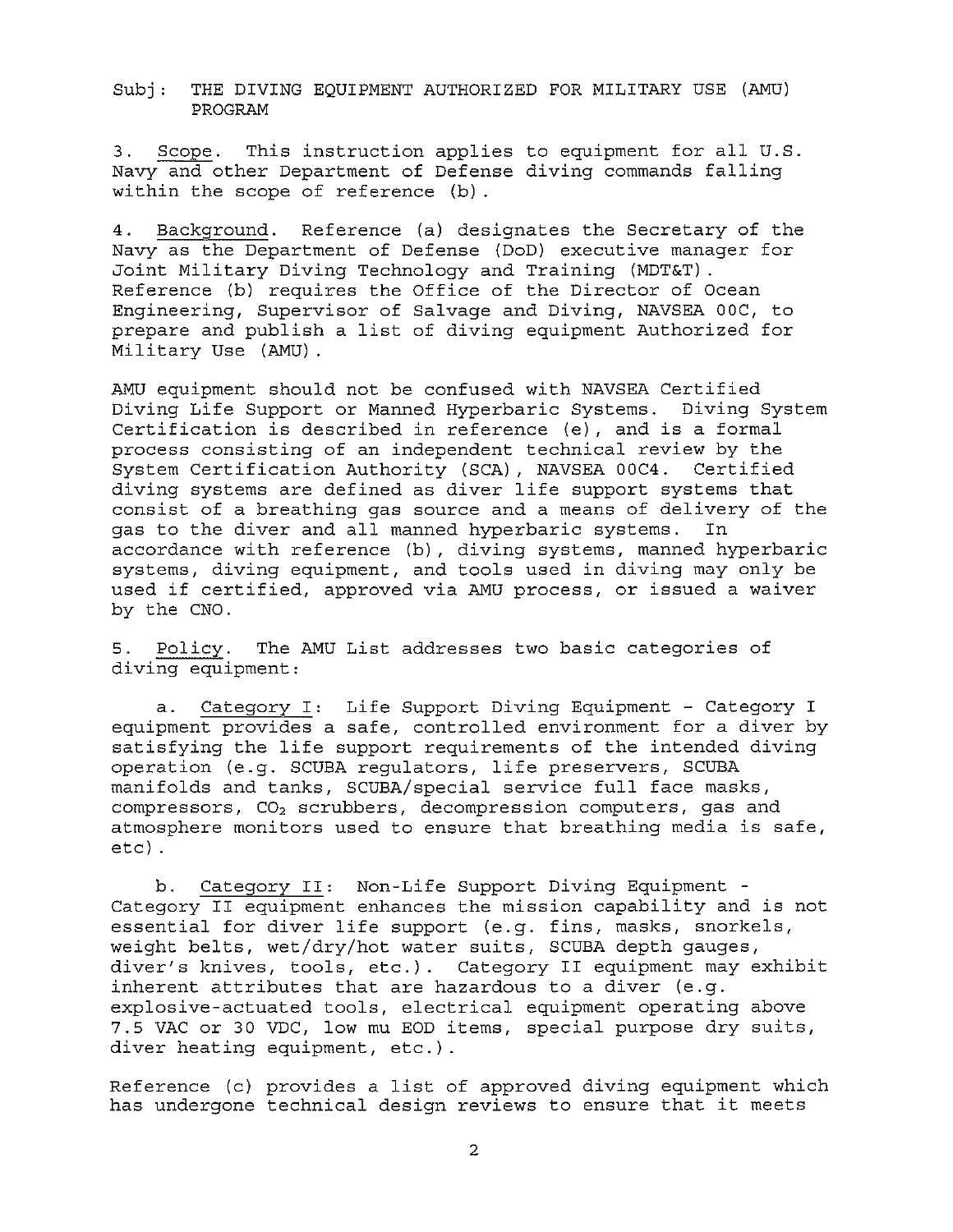Subj: THE DIVING EQUIPMENT AUTHORIZED FOR MILITARY USE (AMU) PROGRAM

3. Scope. This instruction applies to equipment for all U.S. Navy and other Department of Defense diving commands falling within the scope of reference (b).

4. Background. Reference (a) designates the Secretary of the Navy as the Department of Defense (DoD) executive manager for Joint Military Diving Technology and Training (MDT&T). Reference (b) requires the Office of the Director of Ocean Engineering, Supervisor of Salvage and Diving, NAVSEA 00C, to prepare and publish a list of diving equipment Authorized for Military Use (AMU).

AMU equipment should not be confused with NAVSEA Certified Diving Life Support or Manned Hyperbaric Systems. Diving System Certification is described in reference (e), and is a formal process consisting of an independent technical review by the System Certification Authority (SCA), NAVSEA 00C4. Certified diving systems are defined as diver life support systems that consist of a breathing gas source and a means of delivery of the gas to the diver and all manned hyperbaric systems. In accordance with reference (b), diving systems, manned hyperbaric systems, diving equipment, and tools used in diving may only be used if certified, approved via AMU process, or issued a waiver by the CNO.

5. Policy. The AMU List addresses two basic categories of diving equipment:

a. Category I: Life Support Diving Equipment - Category I equipment provides a safe, controlled environment for a diver by satisfying the life support requirements of the intended diving operation (e.g. SCUBA regulators, life preservers, SCUBA manifolds and tanks, SCUBA/special service full face masks, compressors, $CO_2$ scrubbers, decompression computers, gas and atmosphere monitors used to ensure that breathing media is safe, etc).

b. Category II: Non-Life Support Diving Equipment - Category II equipment enhances the mission capability and is not essential for diver life support (e.g. fins, masks, snorkels, weight belts, wet/dry/hot water suits, SCUBA depth gauges, diver's knives, tools, etc.). Category II equipment may exhibit inherent attributes that are hazardous to a diver (e.g. explosive-actuated tools, electrical equipment operating above 7.5 VAC or 30 VDC, low mu EOD items, special purpose dry suits, diver heating equipment, etc.).

Reference (c) provides a list of approved diving equipment which has undergone technical design reviews to ensure that it meets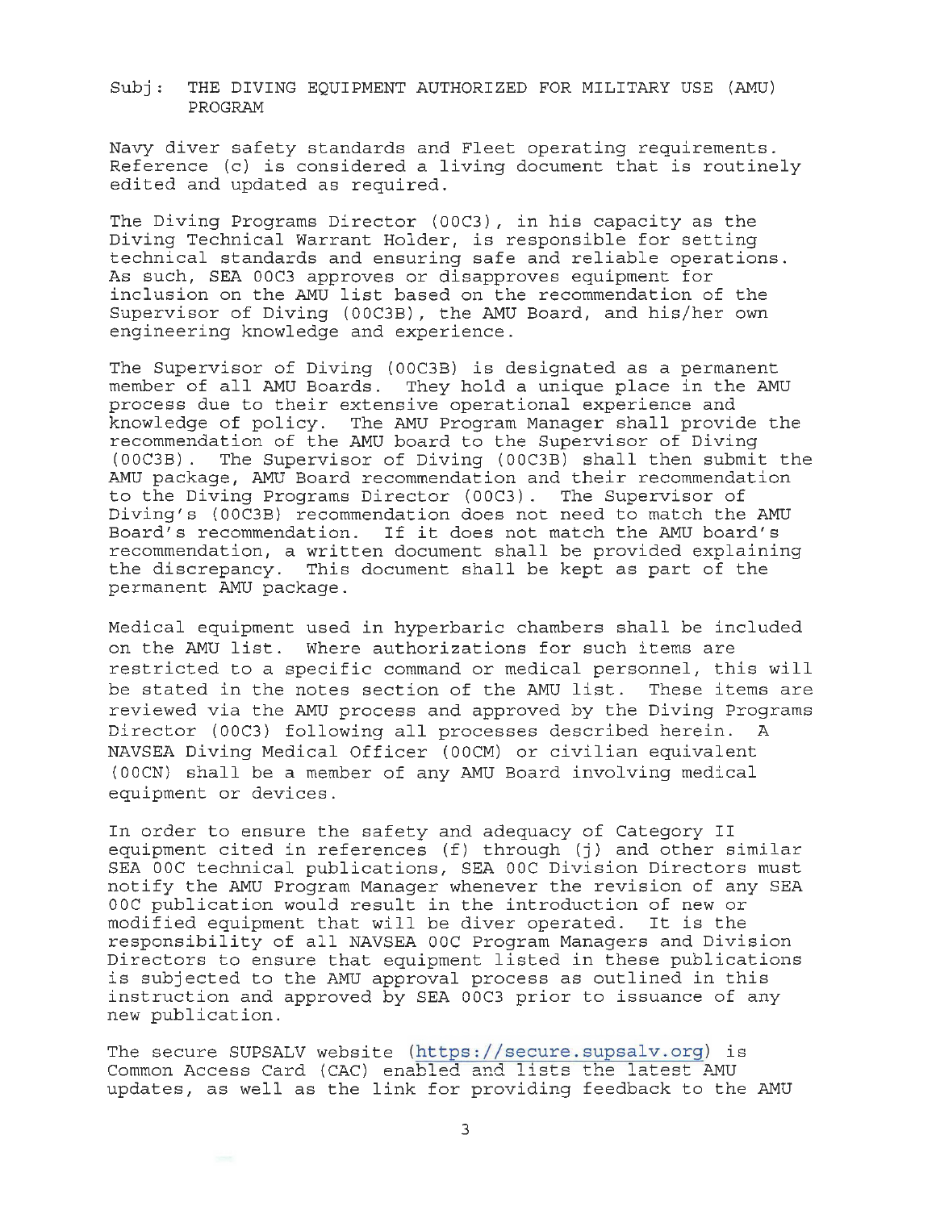Subj: THE DIVING EQUIPMENT AUTHORIZED FOR MILITARY USE (AMU) PROGRAM

Navy diver safety standards and Fleet operating requirements. Reference (c) is considered a living document that is routinely edited and updated as required.

The Diving Programs Director (00C3), in his capacity as the Diving Technical Warrant Holder, is responsible for setting technical standards and ensuring safe and reliable operations. As such, SEA 00C3 approves or disapproves equipment for inclusion on the AMU list based on the recommendation of the Supervisor of Diving (00C3B), the AMU Board, and his/her own engineering knowledge and experience.

The Supervisor of Diving (00C3B) is designated as a permanent member of all AMU Boards. They hold a unique place in the AMU process due to their extensive operational experience and knowledge of policy. The AMU Program Manager shall provide the recommendation of the AMU board to the Supervisor of Diving (00C3B). The Supervisor of Diving (00C3B) shall then submit the AMU package, AMU Board recommendation and their recommendation to the Diving Programs Director (00C3). The Supervisor of Diving's (00C3B) recommendation does not need to match the AMU Board's recommendation. If it does not match the AMU board's recommendation, a written document shall be provided explaining the discrepancy. This document shall be kept as part of the permanent AMU package.

Medical equipment used in hyperbaric chambers shall be included on the AMU list. Where authorizations for such items are restricted to a specific command or medical personnel, this will be stated in the notes section of the AMU list. These items are reviewed via the AMU process and approved by the Diving Programs Director (00C3) following all processes described herein. A NAVSEA Diving Medical Officer (00CM) or civilian equivalent (00CN) shall be a member of any AMU Board involving medical equipment or devices.

In order to ensure the safety and adequacy of Category II equipment cited in references (f) through (j) and other similar SEA 00C technical publications, SEA 00C Division Directors must notify the AMU Program Manager whenever the revision of any SEA 00C publication would result in the introduction of new or modified equipment that will be diver operated. It is the responsibility of all NAVSEA 00C Program Managers and Division Directors to ensure that equipment listed in these publications is subjected to the AMU approval process as outlined in this instruction and approved by SEA 00C3 prior to issuance of any new publication.

The secure SUPSALV website (https://secure.supsalv.org) is Common Access Card (CAC) enabled and lists the latest AMU updates, as well as the link for providing feedback to the AMU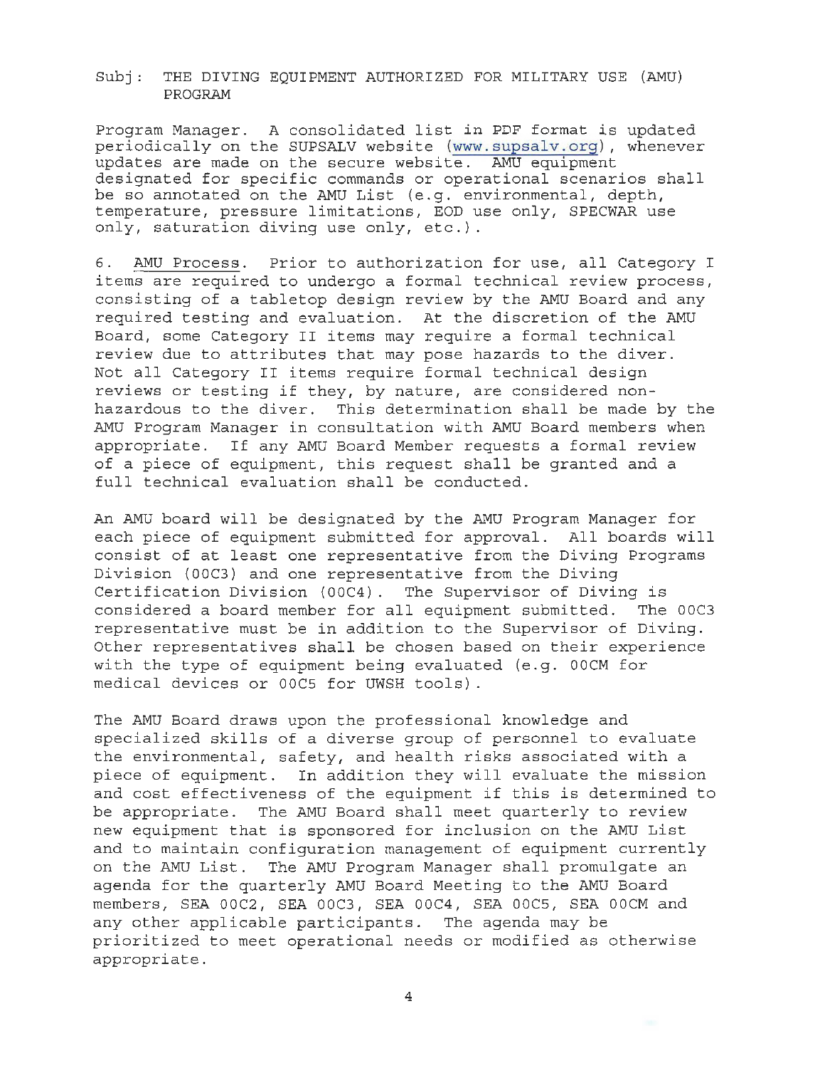Subj: THE DIVING EQUIPMENT AUTHORIZED FOR MILITARY USE (AMU) PROGRAM

Program Manager. A consolidated list in PDF format is updated periodically on the SUPSALV website (www.supsalv.org), whenever updates are made on the secure website. AMU equipment designated for specific commands or operational scenarios shall be so annotated on the AMU List (e.g. environmental, depth, temperature, pressure limitations, EOD use only, SPECWAR use only, saturation diving use only, etc.).

6. <u>AMU Process</u>. Prior to authorization for use, all Category I items are required to undergo a formal technical review process, consisting of a tabletop design review by the AMU Board and any required testing and evaluation. At the discretion of the AMU Board, some Category II items may require a formal technical review due to attributes that may pose hazards to the diver. Not all Category II items require formal technical design reviews or testing if they, by nature, are considered non-hazardous to the diver. This determination shall be made by the AMU Program Manager in consultation with AMU Board members when appropriate. If any AMU Board Member requests a formal review of a piece of equipment, this request shall be granted and a full technical evaluation shall be conducted.

An AMU board will be designated by the AMU Program Manager for each piece of equipment submitted for approval. All boards will consist of at least one representative from the Diving Programs Division (00C3) and one representative from the Diving Certification Division (00C4). The Supervisor of Diving is considered a board member for all equipment submitted. The 00C3 representative must be in addition to the Supervisor of Diving. Other representatives shall be chosen based on their experience with the type of equipment being evaluated (e.g. 00CM for medical devices or 00C5 for UWSH tools).

The AMU Board draws upon the professional knowledge and specialized skills of a diverse group of personnel to evaluate the environmental, safety, and health risks associated with a piece of equipment. In addition they will evaluate the mission and cost effectiveness of the equipment if this is determined to be appropriate. The AMU Board shall meet quarterly to review new equipment that is sponsored for inclusion on the AMU List and to maintain configuration management of equipment currently on the AMU List. The AMU Program Manager shall promulgate an agenda for the quarterly AMU Board Meeting to the AMU Board members, SEA 00C2, SEA 00C3, SEA 00C4, SEA 00C5, SEA 00CM and any other applicable participants. The agenda may be prioritized to meet operational needs or modified as otherwise appropriate.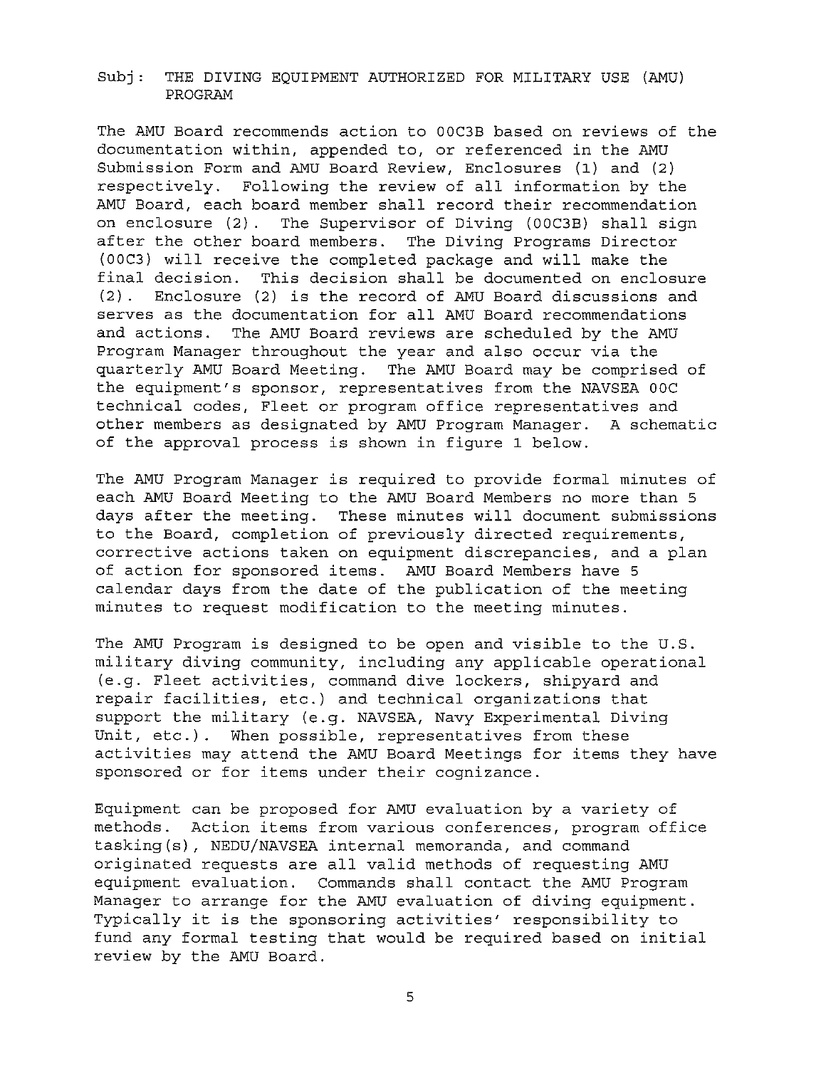Subj: THE DIVING EQUIPMENT AUTHORIZED FOR MILITARY USE (AMU) PROGRAM

The AMU Board recommends action to 00C3B based on reviews of the documentation within, appended to, or referenced in the AMU Submission Form and AMU Board Review, Enclosures (1) and (2) respectively. Following the review of all information by the AMU Board, each board member shall record their recommendation on enclosure (2). The Supervisor of Diving (00C3B) shall sign after the other board members. The Diving Programs Director (00C3) will receive the completed package and will make the final decision. This decision shall be documented on enclosure (2). Enclosure (2) is the record of AMU Board discussions and serves as the documentation for all AMU Board recommendations and actions. The AMU Board reviews are scheduled by the AMU Program Manager throughout the year and also occur via the quarterly AMU Board Meeting. The AMU Board may be comprised of the equipment's sponsor, representatives from the NAVSEA 00C technical codes, Fleet or program office representatives and other members as designated by AMU Program Manager. A schematic of the approval process is shown in figure 1 below.

The AMU Program Manager is required to provide formal minutes of each AMU Board Meeting to the AMU Board Members no more than 5 days after the meeting. These minutes will document submissions to the Board, completion of previously directed requirements, corrective actions taken on equipment discrepancies, and a plan of action for sponsored items. AMU Board Members have 5 calendar days from the date of the publication of the meeting minutes to request modification to the meeting minutes.

The AMU Program is designed to be open and visible to the U.S. military diving community, including any applicable operational (e.g. Fleet activities, command dive lockers, shipyard and repair facilities, etc.) and technical organizations that support the military (e.g. NAVSEA, Navy Experimental Diving Unit, etc.). When possible, representatives from these activities may attend the AMU Board Meetings for items they have sponsored or for items under their cognizance.

Equipment can be proposed for AMU evaluation by a variety of methods. Action items from various conferences, program office tasking(s), NEDU/NAVSEA internal memoranda, and command originated requests are all valid methods of requesting AMU equipment evaluation. Commands shall contact the AMU Program Manager to arrange for the AMU evaluation of diving equipment. Typically it is the sponsoring activities' responsibility to fund any formal testing that would be required based on initial review by the AMU Board.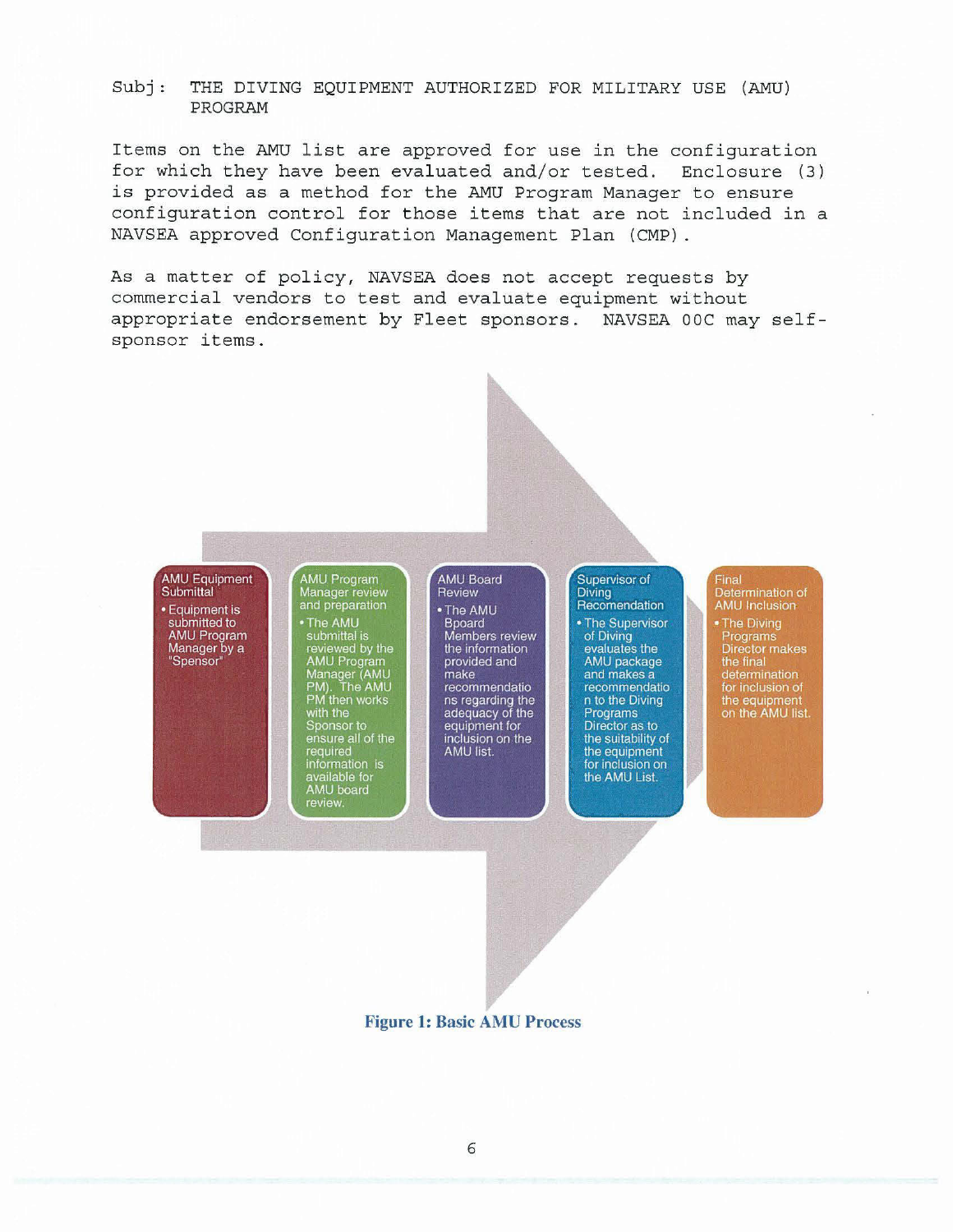Subj: THE DIVING EQUIPMENT AUTHORIZED FOR MILITARY USE (AMU) PROGRAM

Items on the AMU list are approved for use in the configuration for which they have been evaluated and/or tested. Enclosure (3) is provided as a method for the AMU Program Manager to ensure configuration control for those items that are not included in a NAVSEA approved Configuration Management Plan (CMP).

As a matter of policy, NAVSEA does not accept requests by commercial vendors to test and evaluate equipment without appropriate endorsement by Fleet sponsors. NAVSEA 00C may self-sponsor items.

**AMU Equipment Submittal**
- Equipment is submitted to AMU Program Manager by a "Sponsor"

**AMU Program Manager review and preparation**
- The AMU submittal is reviewed by the AMU Program Manager (AMU PM). The AMU PM then works with the Sponsor to ensure all of the required information is available for AMU board review.

**AMU Board Review**
- The AMU Bpoard Members review the information provided and make recommendations regarding the adequacy of the equipment for inclusion on the AMU list.

**Supervisor of Diving Recomendation**
- The Supervisor of Diving evaluates the AMU package and makes a recommendation to the Diving Programs Director as to the suitability of the equipment for inclusion on the AMU List.

**Final Determination of AMU Inclusion**
- The Diving Programs Director makes the final determination for inclusion of the equipment on the AMU list.

**Figure 1: Basic AMU Process**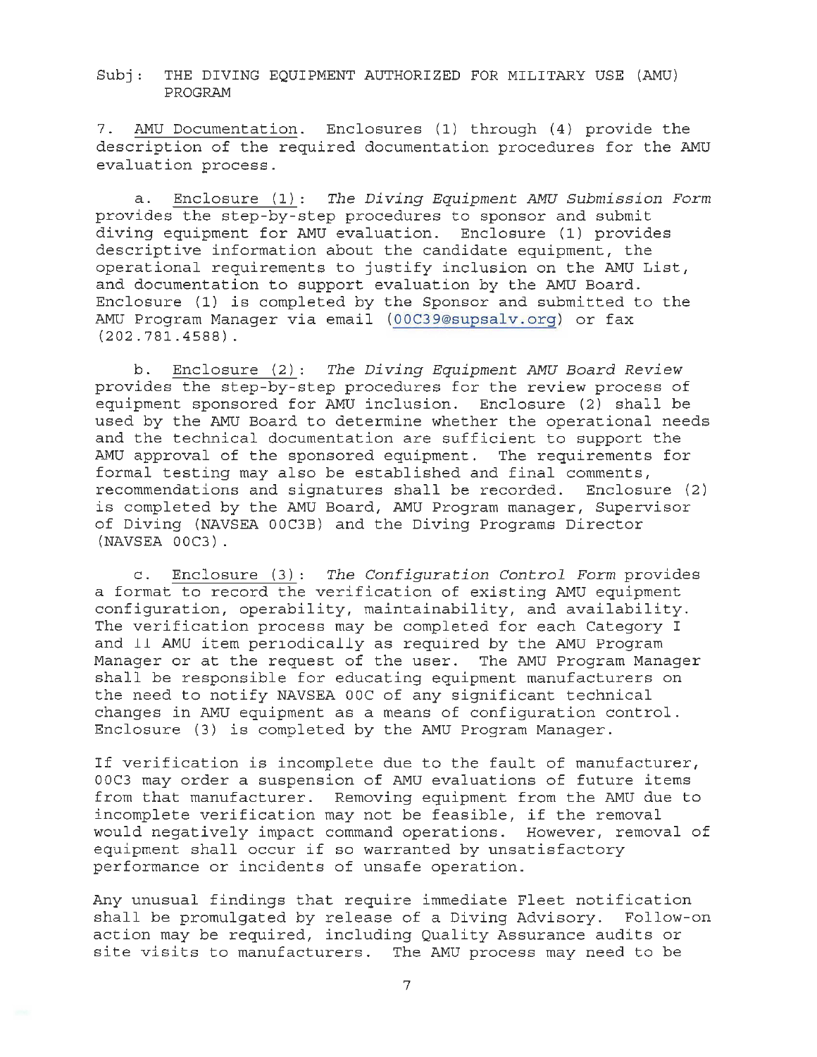Subj: THE DIVING EQUIPMENT AUTHORIZED FOR MILITARY USE (AMU) PROGRAM

7. <u>AMU Documentation</u>. Enclosures (1) through (4) provide the description of the required documentation procedures for the AMU evaluation process.

a. <u>Enclosure (1)</u>: *The Diving Equipment AMU Submission Form* provides the step-by-step procedures to sponsor and submit diving equipment for AMU evaluation. Enclosure (1) provides descriptive information about the candidate equipment, the operational requirements to justify inclusion on the AMU List, and documentation to support evaluation by the AMU Board. Enclosure (1) is completed by the Sponsor and submitted to the AMU Program Manager via email (00C39@supsalv.org) or fax (202.781.4588).

b. <u>Enclosure (2)</u>: *The Diving Equipment AMU Board Review* provides the step-by-step procedures for the review process of equipment sponsored for AMU inclusion. Enclosure (2) shall be used by the AMU Board to determine whether the operational needs and the technical documentation are sufficient to support the AMU approval of the sponsored equipment. The requirements for formal testing may also be established and final comments, recommendations and signatures shall be recorded. Enclosure (2) is completed by the AMU Board, AMU Program manager, Supervisor of Diving (NAVSEA 00C3B) and the Diving Programs Director (NAVSEA 00C3).

c. <u>Enclosure (3)</u>: *The Configuration Control Form* provides a format to record the verification of existing AMU equipment configuration, operability, maintainability, and availability. The verification process may be completed for each Category I and II AMU item periodically as required by the AMU Program Manager or at the request of the user. The AMU Program Manager shall be responsible for educating equipment manufacturers on the need to notify NAVSEA 00C of any significant technical changes in AMU equipment as a means of configuration control. Enclosure (3) is completed by the AMU Program Manager.

If verification is incomplete due to the fault of manufacturer, 00C3 may order a suspension of AMU evaluations of future items from that manufacturer. Removing equipment from the AMU due to incomplete verification may not be feasible, if the removal would negatively impact command operations. However, removal of equipment shall occur if so warranted by unsatisfactory performance or incidents of unsafe operation.

Any unusual findings that require immediate Fleet notification shall be promulgated by release of a Diving Advisory. Follow-on action may be required, including Quality Assurance audits or site visits to manufacturers. The AMU process may need to be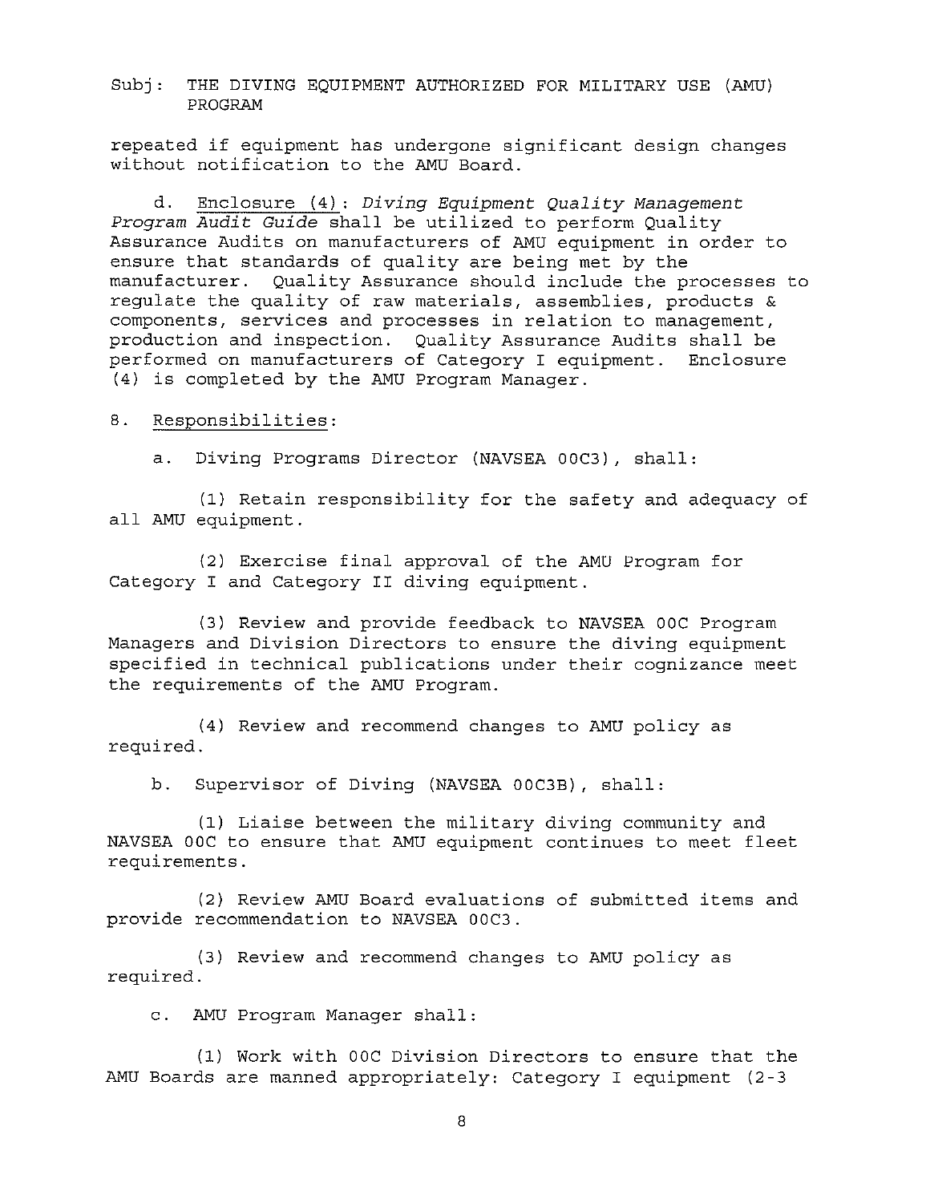Subj: THE DIVING EQUIPMENT AUTHORIZED FOR MILITARY USE (AMU) PROGRAM

repeated if equipment has undergone significant design changes without notification to the AMU Board.

d. Enclosure (4): *Diving Equipment Quality Management Program Audit Guide* shall be utilized to perform Quality Assurance Audits on manufacturers of AMU equipment in order to ensure that standards of quality are being met by the manufacturer. Quality Assurance should include the processes to regulate the quality of raw materials, assemblies, products & components, services and processes in relation to management, production and inspection. Quality Assurance Audits shall be performed on manufacturers of Category I equipment. Enclosure (4) is completed by the AMU Program Manager.

8. Responsibilities:

a. Diving Programs Director (NAVSEA 00C3), shall:

(1) Retain responsibility for the safety and adequacy of all AMU equipment.

(2) Exercise final approval of the AMU Program for Category I and Category II diving equipment.

(3) Review and provide feedback to NAVSEA 00C Program Managers and Division Directors to ensure the diving equipment specified in technical publications under their cognizance meet the requirements of the AMU Program.

(4) Review and recommend changes to AMU policy as required.

b. Supervisor of Diving (NAVSEA 00C3B), shall:

(1) Liaise between the military diving community and NAVSEA 00C to ensure that AMU equipment continues to meet fleet requirements.

(2) Review AMU Board evaluations of submitted items and provide recommendation to NAVSEA 00C3.

(3) Review and recommend changes to AMU policy as required.

c. AMU Program Manager shall:

(1) Work with 00C Division Directors to ensure that the AMU Boards are manned appropriately: Category I equipment (2-3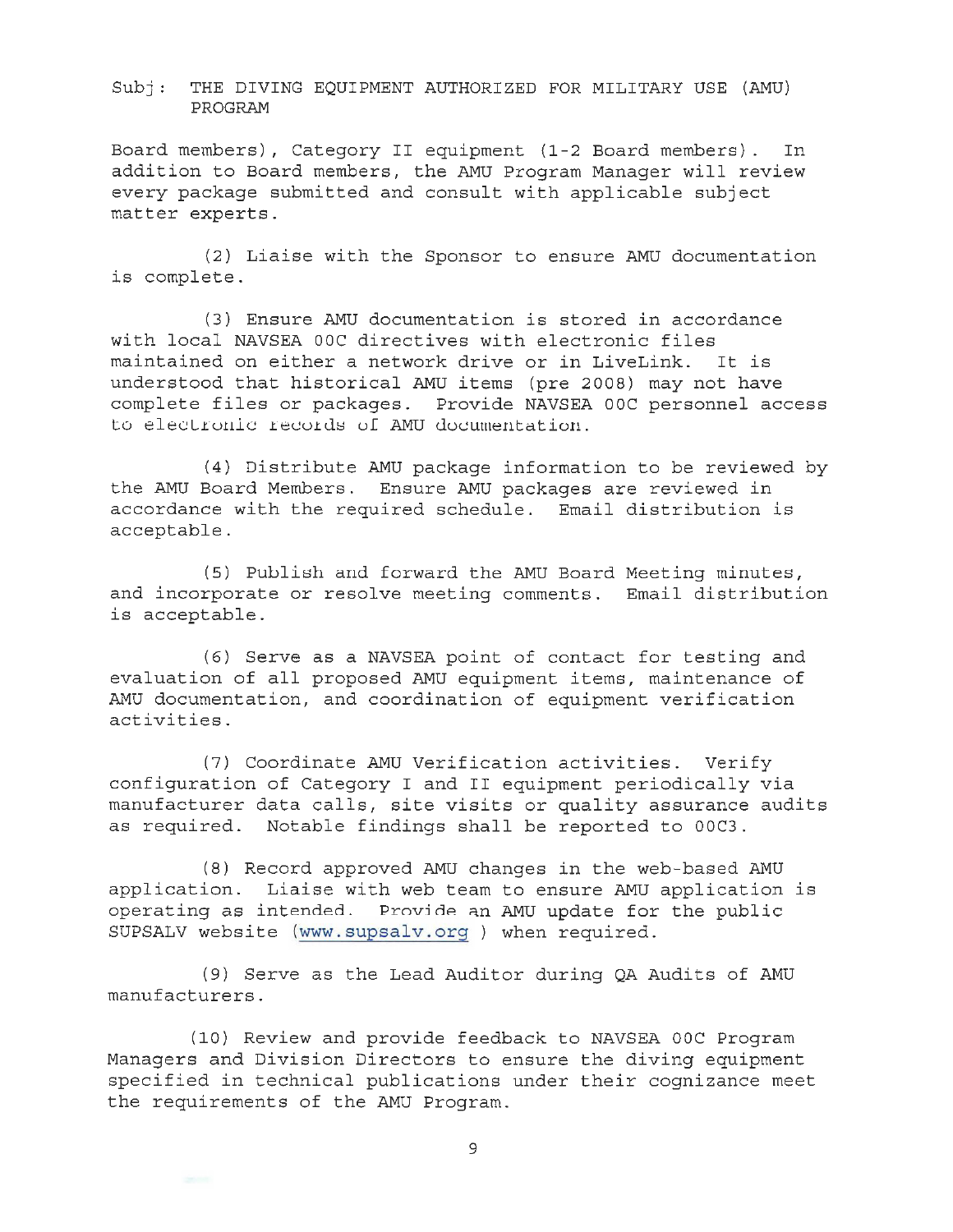Subj: THE DIVING EQUIPMENT AUTHORIZED FOR MILITARY USE (AMU) PROGRAM

Board members), Category II equipment (1-2 Board members). In addition to Board members, the AMU Program Manager will review every package submitted and consult with applicable subject matter experts.

(2) Liaise with the Sponsor to ensure AMU documentation is complete.

(3) Ensure AMU documentation is stored in accordance with local NAVSEA 00C directives with electronic files maintained on either a network drive or in LiveLink. It is understood that historical AMU items (pre 2008) may not have complete files or packages. Provide NAVSEA 00C personnel access to electronic records of AMU documentation.

(4) Distribute AMU package information to be reviewed by the AMU Board Members. Ensure AMU packages are reviewed in accordance with the required schedule. Email distribution is acceptable.

(5) Publish and forward the AMU Board Meeting minutes, and incorporate or resolve meeting comments. Email distribution is acceptable.

(6) Serve as a NAVSEA point of contact for testing and evaluation of all proposed AMU equipment items, maintenance of AMU documentation, and coordination of equipment verification activities.

(7) Coordinate AMU Verification activities. Verify configuration of Category I and II equipment periodically via manufacturer data calls, site visits or quality assurance audits as required. Notable findings shall be reported to 00C3.

(8) Record approved AMU changes in the web-based AMU application. Liaise with web team to ensure AMU application is operating as intended. Provide an AMU update for the public SUPSALV website (www.supsalv.org ) when required.

(9) Serve as the Lead Auditor during QA Audits of AMU manufacturers.

(10) Review and provide feedback to NAVSEA 00C Program Managers and Division Directors to ensure the diving equipment specified in technical publications under their cognizance meet the requirements of the AMU Program.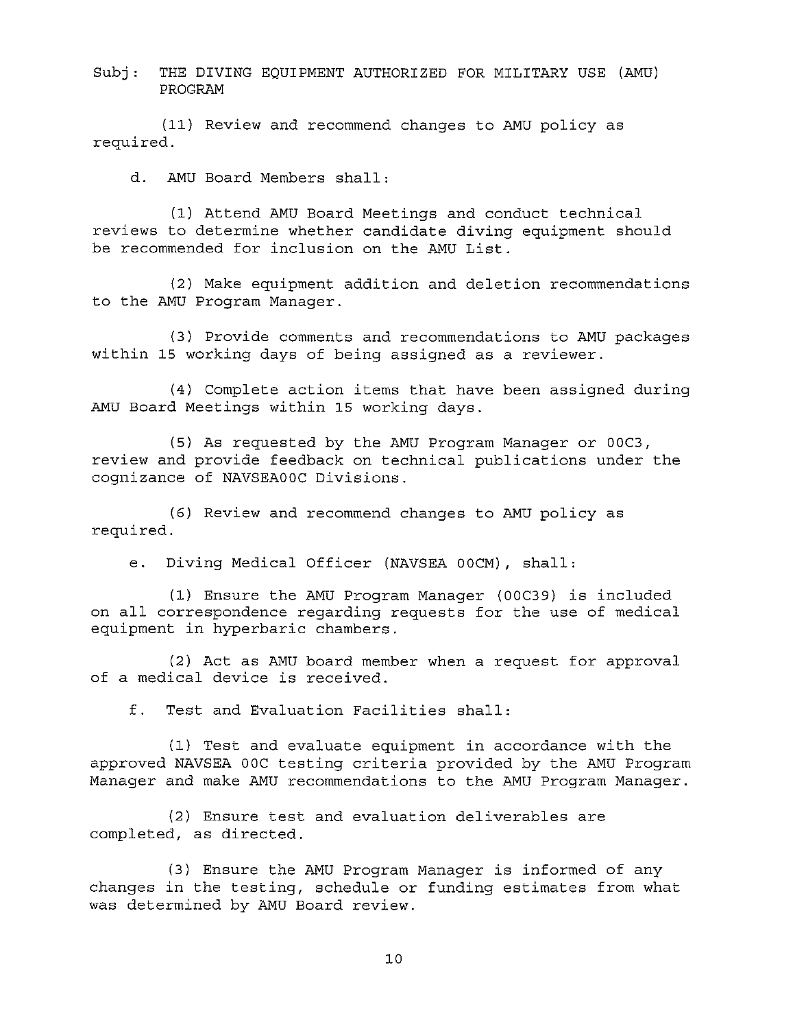Subj: THE DIVING EQUIPMENT AUTHORIZED FOR MILITARY USE (AMU) PROGRAM

(11) Review and recommend changes to AMU policy as required.

d. AMU Board Members shall:

(1) Attend AMU Board Meetings and conduct technical reviews to determine whether candidate diving equipment should be recommended for inclusion on the AMU List.

(2) Make equipment addition and deletion recommendations to the AMU Program Manager.

(3) Provide comments and recommendations to AMU packages within 15 working days of being assigned as a reviewer.

(4) Complete action items that have been assigned during AMU Board Meetings within 15 working days.

(5) As requested by the AMU Program Manager or 00C3, review and provide feedback on technical publications under the cognizance of NAVSEA00C Divisions.

(6) Review and recommend changes to AMU policy as required.

e. Diving Medical Officer (NAVSEA 00CM), shall:

(1) Ensure the AMU Program Manager (00C39) is included on all correspondence regarding requests for the use of medical equipment in hyperbaric chambers.

(2) Act as AMU board member when a request for approval of a medical device is received.

f. Test and Evaluation Facilities shall:

(1) Test and evaluate equipment in accordance with the approved NAVSEA 00C testing criteria provided by the AMU Program Manager and make AMU recommendations to the AMU Program Manager.

(2) Ensure test and evaluation deliverables are completed, as directed.

(3) Ensure the AMU Program Manager is informed of any changes in the testing, schedule or funding estimates from what was determined by AMU Board review.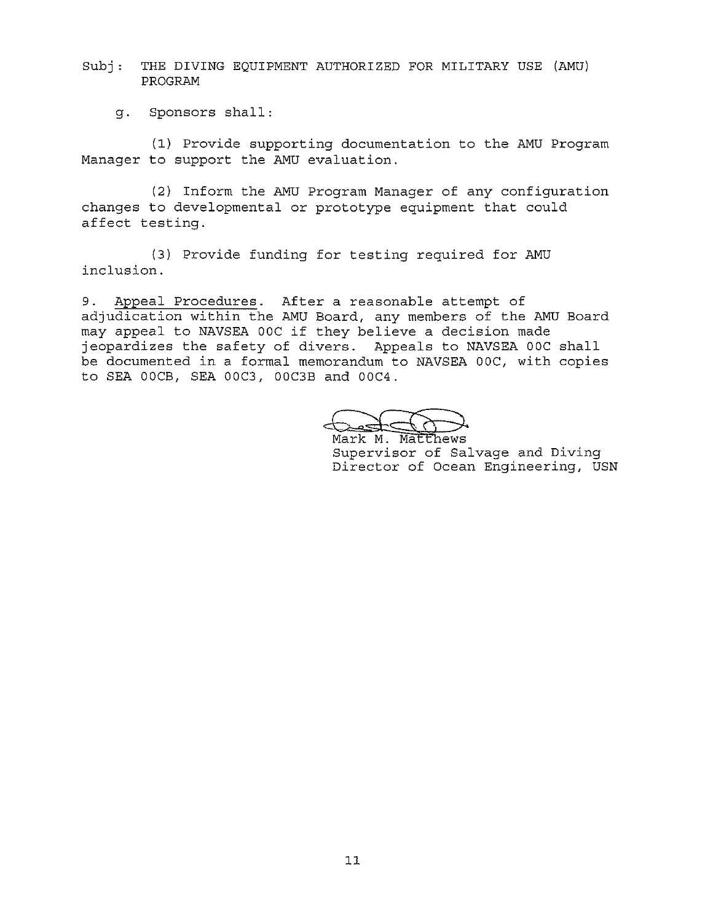Subj: THE DIVING EQUIPMENT AUTHORIZED FOR MILITARY USE (AMU) PROGRAM

g. Sponsors shall:

(1) Provide supporting documentation to the AMU Program Manager to support the AMU evaluation.

(2) Inform the AMU Program Manager of any configuration changes to developmental or prototype equipment that could affect testing.

(3) Provide funding for testing required for AMU inclusion.

9. Appeal Procedures. After a reasonable attempt of adjudication within the AMU Board, any members of the AMU Board may appeal to NAVSEA 00C if they believe a decision made jeopardizes the safety of divers. Appeals to NAVSEA 00C shall be documented in a formal memorandum to NAVSEA 00C, with copies to SEA 00CB, SEA 00C3, 00C3B and 00C4.

Mark M. Matthews
Supervisor of Salvage and Diving
Director of Ocean Engineering, USN